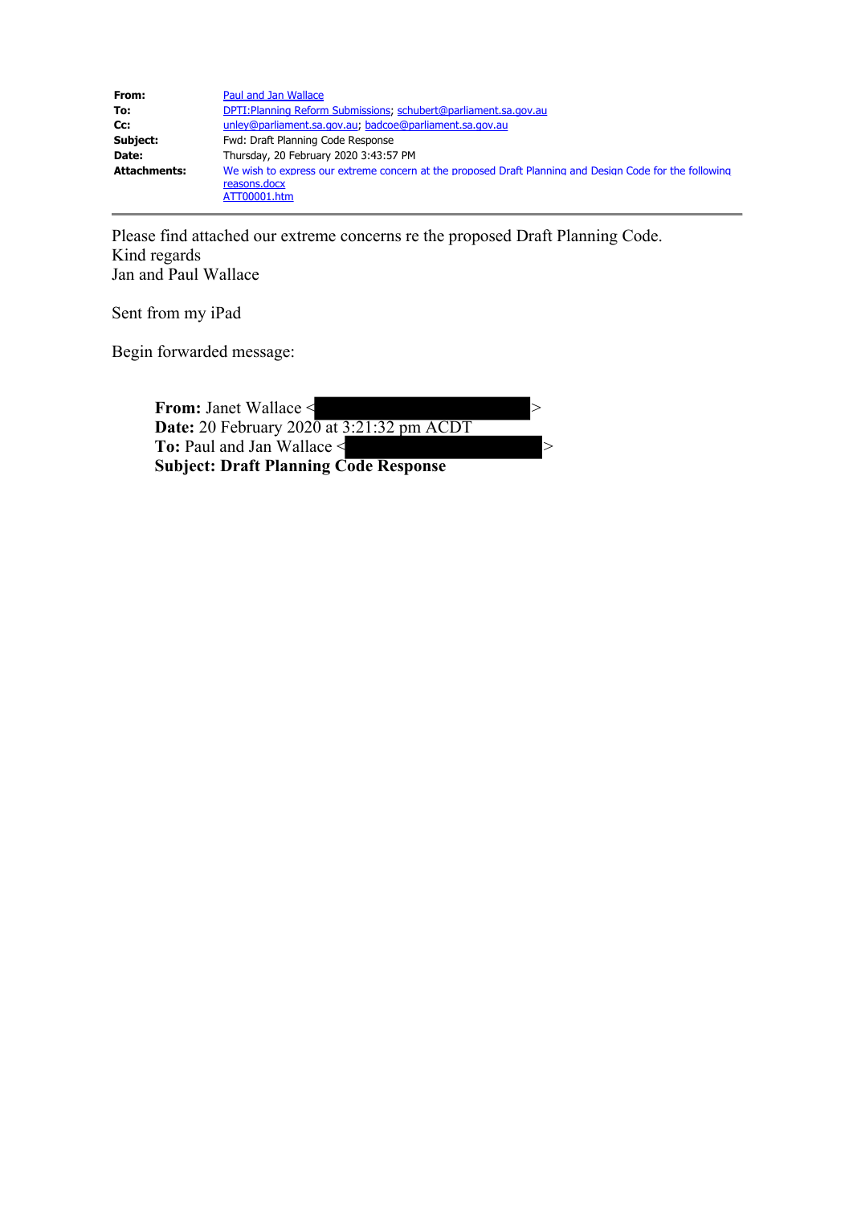| | |
|---|---|
| **From:** | Paul and Jan Wallace |
| **To:** | DPTI:Planning Reform Submissions; schubert@parliament.sa.gov.au |
| **Cc:** | unley@parliament.sa.gov.au; badcoe@parliament.sa.gov.au |
| **Subject:** | Fwd: Draft Planning Code Response |
| **Date:** | Thursday, 20 February 2020 3:43:57 PM |
| **Attachments:** | We wish to express our extreme concern at the proposed Draft Planning and Design Code for the following reasons.docx<br>ATT00001.htm |

---

Please find attached our extreme concerns re the proposed Draft Planning Code.
Kind regards
Jan and Paul Wallace

Sent from my iPad

Begin forwarded message:

> **From:** Janet Wallace < >
> **Date:** 20 February 2020 at 3:21:32 pm ACDT
> **To:** Paul and Jan Wallace < >
> **Subject: Draft Planning Code Response**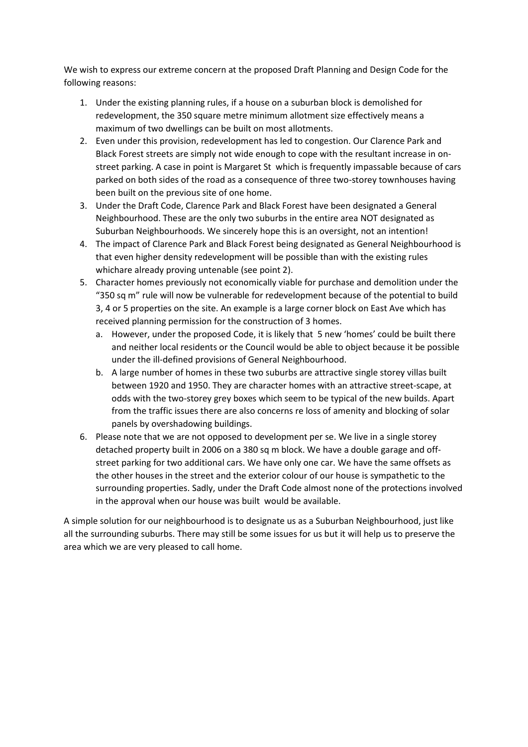We wish to express our extreme concern at the proposed Draft Planning and Design Code for the following reasons:

1. Under the existing planning rules, if a house on a suburban block is demolished for redevelopment, the 350 square metre minimum allotment size effectively means a maximum of two dwellings can be built on most allotments.
2. Even under this provision, redevelopment has led to congestion. Our Clarence Park and Black Forest streets are simply not wide enough to cope with the resultant increase in on-street parking. A case in point is Margaret St which is frequently impassable because of cars parked on both sides of the road as a consequence of three two-storey townhouses having been built on the previous site of one home.
3. Under the Draft Code, Clarence Park and Black Forest have been designated a General Neighbourhood. These are the only two suburbs in the entire area NOT designated as Suburban Neighbourhoods. We sincerely hope this is an oversight, not an intention!
4. The impact of Clarence Park and Black Forest being designated as General Neighbourhood is that even higher density redevelopment will be possible than with the existing rules whichare already proving untenable (see point 2).
5. Character homes previously not economically viable for purchase and demolition under the "350 sq m" rule will now be vulnerable for redevelopment because of the potential to build 3, 4 or 5 properties on the site. An example is a large corner block on East Ave which has received planning permission for the construction of 3 homes.
    a. However, under the proposed Code, it is likely that 5 new 'homes' could be built there and neither local residents or the Council would be able to object because it be possible under the ill-defined provisions of General Neighbourhood.
    b. A large number of homes in these two suburbs are attractive single storey villas built between 1920 and 1950. They are character homes with an attractive street-scape, at odds with the two-storey grey boxes which seem to be typical of the new builds. Apart from the traffic issues there are also concerns re loss of amenity and blocking of solar panels by overshadowing buildings.
6. Please note that we are not opposed to development per se. We live in a single storey detached property built in 2006 on a 380 sq m block. We have a double garage and off-street parking for two additional cars. We have only one car. We have the same offsets as the other houses in the street and the exterior colour of our house is sympathetic to the surrounding properties. Sadly, under the Draft Code almost none of the protections involved in the approval when our house was built would be available.

A simple solution for our neighbourhood is to designate us as a Suburban Neighbourhood, just like all the surrounding suburbs. There may still be some issues for us but it will help us to preserve the area which we are very pleased to call home.